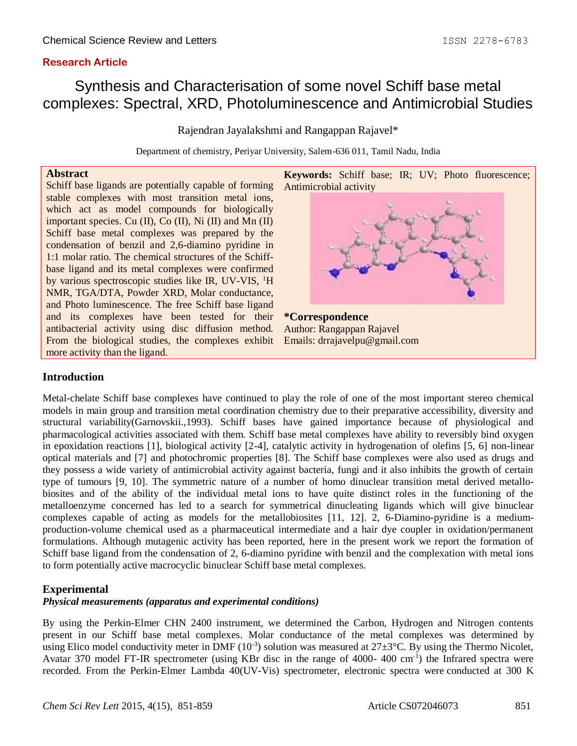**Research Article**

# Synthesis and Characterisation of some novel Schiff base metal complexes: Spectral, XRD, Photoluminescence and Antimicrobial Studies

Rajendran Jayalakshmi and Rangappan Rajavel*

Department of chemistry, Periyar University, Salem-636 011, Tamil Nadu, India

## Abstract

Schiff base ligands are potentially capable of forming stable complexes with most transition metal ions, which act as model compounds for biologically important species. Cu (II), Co (II), Ni (II) and Mn (II) Schiff base metal complexes was prepared by the condensation of benzil and 2,6-diamino pyridine in 1:1 molar ratio. The chemical structures of the Schiff-base ligand and its metal complexes were confirmed by various spectroscopic studies like IR, UV-VIS, $^1$H NMR, TGA/DTA, Powder XRD, Molar conductance, and Photo luminescence. The free Schiff base ligand and its complexes have been tested for their antibacterial activity using disc diffusion method. From the biological studies, the complexes exhibit more activity than the ligand.

**Keywords:** Schiff base; IR; UV; Photo fluorescence; Antimicrobial activity

**\*Correspondence**
Author: Rangappan Rajavel
Emails: drrajavelpu@gmail.com

## Introduction

Metal-chelate Schiff base complexes have continued to play the role of one of the most important stereo chemical models in main group and transition metal coordination chemistry due to their preparative accessibility, diversity and structural variability(Garnovskii.,1993). Schiff bases have gained importance because of physiological and pharmacological activities associated with them. Schiff base metal complexes have ability to reversibly bind oxygen in epoxidation reactions [1], biological activity [2-4], catalytic activity in hydrogenation of olefins [5, 6] non-linear optical materials and [7] and photochromic properties [8]. The Schiff base complexes were also used as drugs and they possess a wide variety of antimicrobial activity against bacteria, fungi and it also inhibits the growth of certain type of tumours [9, 10]. The symmetric nature of a number of homo dinuclear transition metal derived metallo-biosites and of the ability of the individual metal ions to have quite distinct roles in the functioning of the metalloenzyme concerned has led to a search for symmetrical dinucleating ligands which will give binuclear complexes capable of acting as models for the metallobiosites [11, 12]. 2, 6-Diamino-pyridine is a medium-production-volume chemical used as a pharmaceutical intermediate and a hair dye coupler in oxidation/permanent formulations. Although mutagenic activity has been reported, here in the present work we report the formation of Schiff base ligand from the condensation of 2, 6-diamino pyridine with benzil and the complexation with metal ions to form potentially active macrocyclic binuclear Schiff base metal complexes.

## Experimental

### *Physical measurements (apparatus and experimental conditions)*

By using the Perkin-Elmer CHN 2400 instrument, we determined the Carbon, Hydrogen and Nitrogen contents present in our Schiff base metal complexes. Molar conductance of the metal complexes was determined by using Elico model conductivity meter in DMF ($10^{-3}$) solution was measured at 27±3°C. By using the Thermo Nicolet, Avatar 370 model FT-IR spectrometer (using KBr disc in the range of 4000- 400 cm$^{-1}$) the Infrared spectra were recorded. From the Perkin-Elmer Lambda 40(UV-Vis) spectrometer, electronic spectra were conducted at 300 K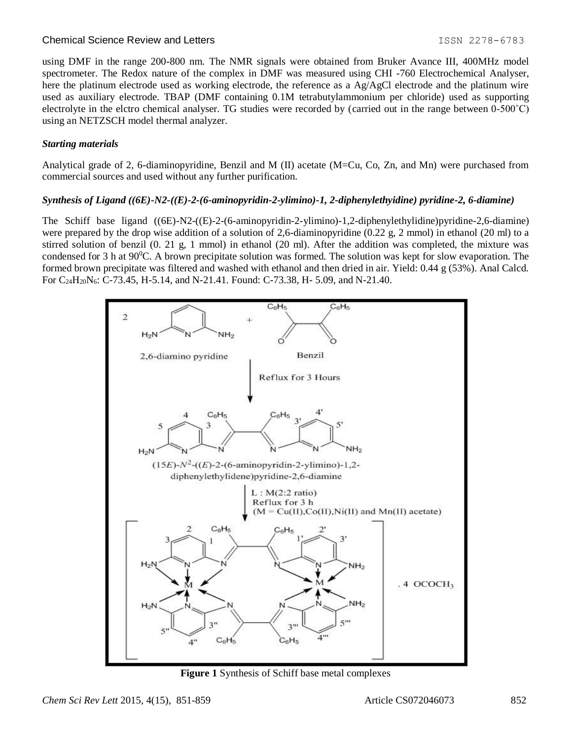using DMF in the range 200-800 nm. The NMR signals were obtained from Bruker Avance III, 400MHz model spectrometer. The Redox nature of the complex in DMF was measured using CHI -760 Electrochemical Analyser, here the platinum electrode used as working electrode, the reference as a Ag/AgCl electrode and the platinum wire used as auxiliary electrode. TBAP (DMF containing 0.1M tetrabutylammonium per chloride) used as supporting electrolyte in the elctro chemical analyser. TG studies were recorded by (carried out in the range between 0-500˚C) using an NETZSCH model thermal analyzer.

### *Starting materials*

Analytical grade of 2, 6-diaminopyridine, Benzil and M (II) acetate (M=Cu, Co, Zn, and Mn) were purchased from commercial sources and used without any further purification.

### *Synthesis of Ligand ((6E)-N2-((E)-2-(6-aminopyridin-2-ylimino)-1, 2-diphenylethyidine) pyridine-2, 6-diamine)*

The Schiff base ligand ((6E)-N2-((E)-2-(6-aminopyridin-2-ylimino)-1,2-diphenylethylidine)pyridine-2,6-diamine) were prepared by the drop wise addition of a solution of 2,6-diaminopyridine (0.22 g, 2 mmol) in ethanol (20 ml) to a stirred solution of benzil (0. 21 g, 1 mmol) in ethanol (20 ml). After the addition was completed, the mixture was condensed for 3 h at $90^0$C. A brown precipitate solution was formed. The solution was kept for slow evaporation. The formed brown precipitate was filtered and washed with ethanol and then dried in air. Yield: 0.44 g (53%). Anal Calcd. For $C_{24}H_{20}N_6$: C-73.45, H-5.14, and N-21.41. Found: C-73.38, H- 5.09, and N-21.40.

**Figure 1** Synthesis of Schiff base metal complexes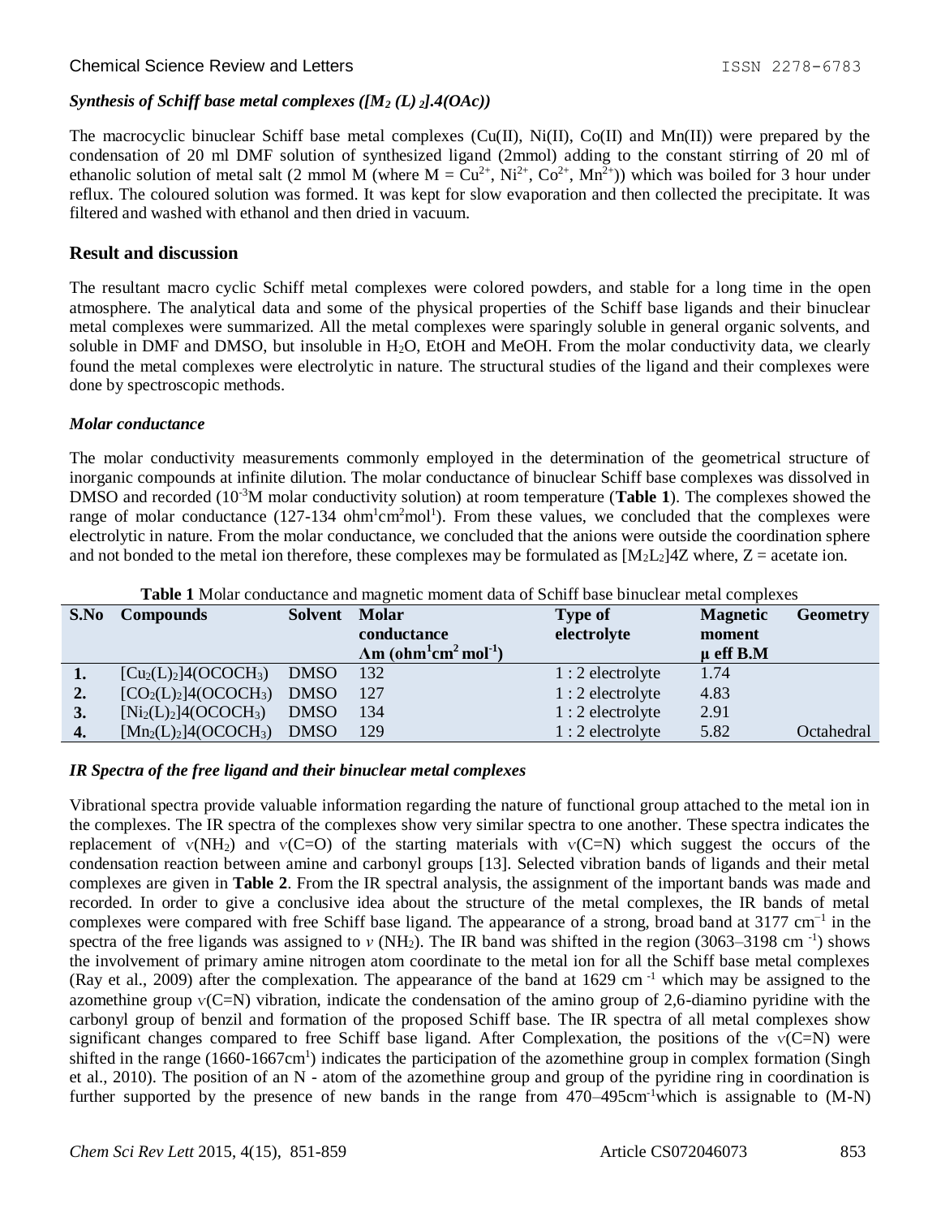### *Synthesis of Schiff base metal complexes ($[M_2 (L)_2].4(OAc)$)*

The macrocyclic binuclear Schiff base metal complexes (Cu(II), Ni(II), Co(II) and Mn(II)) were prepared by the condensation of 20 ml DMF solution of synthesized ligand (2mmol) adding to the constant stirring of 20 ml of ethanolic solution of metal salt (2 mmol M (where M = $Cu^{2+}$, $Ni^{2+}$, $Co^{2+}$, $Mn^{2+}$)) which was boiled for 3 hour under reflux. The coloured solution was formed. It was kept for slow evaporation and then collected the precipitate. It was filtered and washed with ethanol and then dried in vacuum.

## Result and discussion

The resultant macro cyclic Schiff metal complexes were colored powders, and stable for a long time in the open atmosphere. The analytical data and some of the physical properties of the Schiff base ligands and their binuclear metal complexes were summarized. All the metal complexes were sparingly soluble in general organic solvents, and soluble in DMF and DMSO, but insoluble in $H_2O$, EtOH and MeOH. From the molar conductivity data, we clearly found the metal complexes were electrolytic in nature. The structural studies of the ligand and their complexes were done by spectroscopic methods.

### *Molar conductance*

The molar conductivity measurements commonly employed in the determination of the geometrical structure of inorganic compounds at infinite dilution. The molar conductance of binuclear Schiff base complexes was dissolved in DMSO and recorded ($10^{-3}$M molar conductivity solution) at room temperature (**Table 1**). The complexes showed the range of molar conductance (127-134 $ohm^1cm^2mol^1$). From these values, we concluded that the complexes were electrolytic in nature. From the molar conductance, we concluded that the anions were outside the coordination sphere and not bonded to the metal ion therefore, these complexes may be formulated as $[M_2L_2]4Z$ where, Z = acetate ion.

**Table 1** Molar conductance and magnetic moment data of Schiff base binuclear metal complexes

| S.No | Compounds | Solvent | Molar conductance $\Lambda m$ ($ohm^1cm^2 mol^{-1}$) | Type of electrolyte | Magnetic moment μ eff B.M | Geometry |
|---|---|---|---|---|---|---|
| **1.** | $[Cu_2(L)_2]4(OCOCH_3)$ | DMSO | 132 | 1 : 2 electrolyte | 1.74 | |
| **2.** | $[CO_2(L)_2]4(OCOCH_3)$ | DMSO | 127 | 1 : 2 electrolyte | 4.83 | |
| **3.** | $[Ni_2(L)_2]4(OCOCH_3)$ | DMSO | 134 | 1 : 2 electrolyte | 2.91 | |
| **4.** | $[Mn_2(L)_2]4(OCOCH_3)$ | DMSO | 129 | 1 : 2 electrolyte | 5.82 | Octahedral |

### *IR Spectra of the free ligand and their binuclear metal complexes*

Vibrational spectra provide valuable information regarding the nature of functional group attached to the metal ion in the complexes. The IR spectra of the complexes show very similar spectra to one another. These spectra indicates the replacement of $\nu(NH_2)$ and $\nu$(C=O) of the starting materials with $\nu$(C=N) which suggest the occurs of the condensation reaction between amine and carbonyl groups [13]. Selected vibration bands of ligands and their metal complexes are given in **Table 2**. From the IR spectral analysis, the assignment of the important bands was made and recorded. In order to give a conclusive idea about the structure of the metal complexes, the IR bands of metal complexes were compared with free Schiff base ligand. The appearance of a strong, broad band at 3177 $cm^{-1}$ in the spectra of the free ligands was assigned to $\nu$ ($NH_2$). The IR band was shifted in the region (3063–3198 $cm^{-1}$) shows the involvement of primary amine nitrogen atom coordinate to the metal ion for all the Schiff base metal complexes (Ray et al., 2009) after the complexation. The appearance of the band at 1629 $cm^{-1}$ which may be assigned to the azomethine group $\nu$(C=N) vibration, indicate the condensation of the amino group of 2,6-diamino pyridine with the carbonyl group of benzil and formation of the proposed Schiff base. The IR spectra of all metal complexes show significant changes compared to free Schiff base ligand. After Complexation, the positions of the $\nu$(C=N) were shifted in the range (1660-1667$cm^1$) indicates the participation of the azomethine group in complex formation (Singh et al., 2010). The position of an N - atom of the azomethine group and group of the pyridine ring in coordination is further supported by the presence of new bands in the range from 470–495$cm^{-1}$which is assignable to (M-N)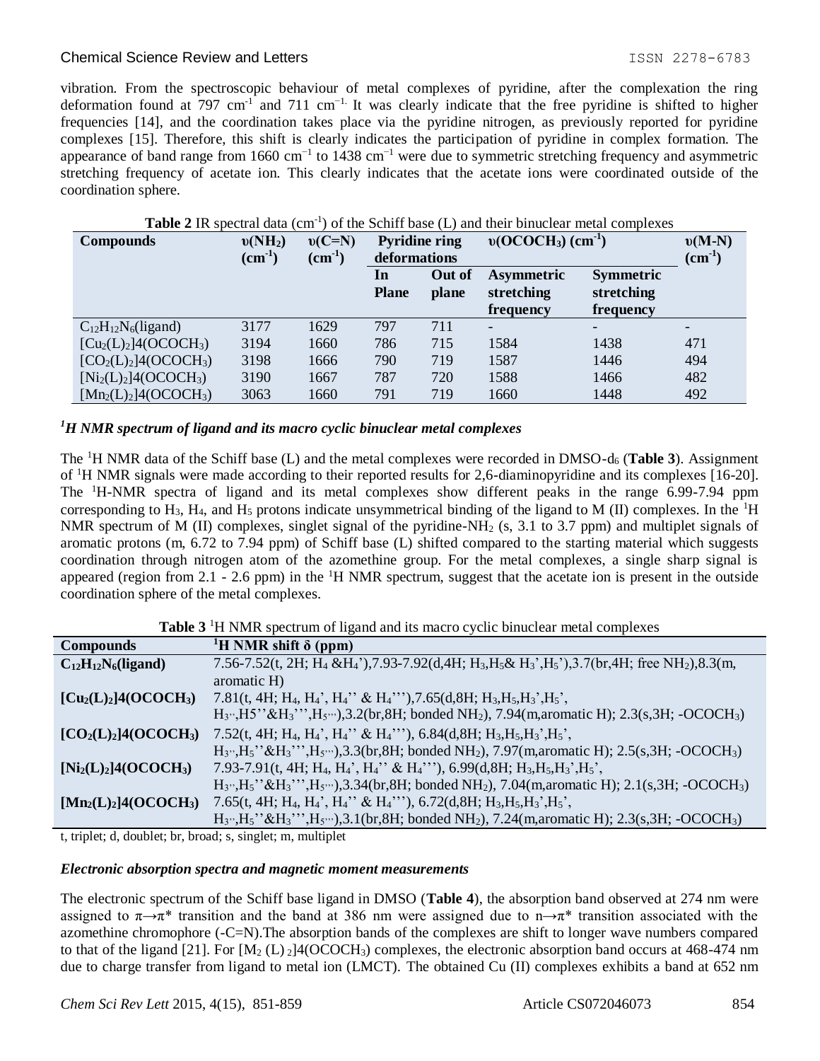vibration. From the spectroscopic behaviour of metal complexes of pyridine, after the complexation the ring deformation found at 797 cm$^{-1}$ and 711 cm$^{-1}$. It was clearly indicate that the free pyridine is shifted to higher frequencies [14], and the coordination takes place via the pyridine nitrogen, as previously reported for pyridine complexes [15]. Therefore, this shift is clearly indicates the participation of pyridine in complex formation. The appearance of band range from 1660 cm$^{-1}$ to 1438 cm$^{-1}$ were due to symmetric stretching frequency and asymmetric stretching frequency of acetate ion. This clearly indicates that the acetate ions were coordinated outside of the coordination sphere.

**Table 2** IR spectral data (cm$^{-1}$) of the Schiff base (L) and their binuclear metal complexes

| Compounds | υ($NH_2$) (cm$^{-1}$) | υ(C=N) (cm$^{-1}$) | Pyridine ring deformations | | υ($OCOCH_3$) (cm$^{-1}$) | | υ(M-N) (cm$^{-1}$) |
|---|---|---|---|---|---|---|---|
| | | | In Plane | Out of plane | Asymmetric stretching frequency | Symmetric stretching frequency | |
| $C_{12}H_{12}N_6$(ligand) | 3177 | 1629 | 797 | 711 | - | - | - |
| $[Cu_2(L)_2]4(OCOCH_3)$ | 3194 | 1660 | 786 | 715 | 1584 | 1438 | 471 |
| $[CO_2(L)_2]4(OCOCH_3)$ | 3198 | 1666 | 790 | 719 | 1587 | 1446 | 494 |
| $[Ni_2(L)_2]4(OCOCH_3)$ | 3190 | 1667 | 787 | 720 | 1588 | 1466 | 482 |
| $[Mn_2(L)_2]4(OCOCH_3)$ | 3063 | 1660 | 791 | 719 | 1660 | 1448 | 492 |

### *$^1$H NMR spectrum of ligand and its macro cyclic binuclear metal complexes*

The $^1$H NMR data of the Schiff base (L) and the metal complexes were recorded in DMSO-$d_6$ (**Table 3**). Assignment of $^1$H NMR signals were made according to their reported results for 2,6-diaminopyridine and its complexes [16-20]. The $^1$H-NMR spectra of ligand and its metal complexes show different peaks in the range 6.99-7.94 ppm corresponding to $H_3$, $H_4$, and $H_5$ protons indicate unsymmetrical binding of the ligand to M (II) complexes. In the $^1$H NMR spectrum of M (II) complexes, singlet signal of the pyridine-$NH_2$ (s, 3.1 to 3.7 ppm) and multiplet signals of aromatic protons (m, 6.72 to 7.94 ppm) of Schiff base (L) shifted compared to the starting material which suggests coordination through nitrogen atom of the azomethine group. For the metal complexes, a single sharp signal is appeared (region from 2.1 - 2.6 ppm) in the $^1$H NMR spectrum, suggest that the acetate ion is present in the outside coordination sphere of the metal complexes.

**Table 3** $^1$H NMR spectrum of ligand and its macro cyclic binuclear metal complexes

| Compounds | $^1$H NMR shift δ (ppm) |
|---|---|
| **$C_{12}H_{12}N_6$(ligand)** | 7.56-7.52(t, 2H; $H_4$ &$H_4$'),7.93-7.92(d,4H; $H_3$,$H_5$& $H_3$',$H_5$'),3.7(br,4H; free $NH_2$),8.3(m, aromatic H) |
| **$[Cu_2(L)_2]4(OCOCH_3)$** | 7.81(t, 4H; $H_4$, $H_4$', $H_4$'' & $H_4$'''),7.65(d,8H; $H_3$,$H_5$,$H_3$',$H_5$', $H_3$'',H5''&$H_3$''',$H_5$'''),3.2(br,8H; bonded $NH_2$), 7.94(m,aromatic H); 2.3(s,3H; -$OCOCH_3$) |
| **$[CO_2(L)_2]4(OCOCH_3)$** | 7.52(t, 4H; $H_4$, $H_4$', $H_4$'' & $H_4$'''), 6.84(d,8H; $H_3$,$H_5$,$H_3$',$H_5$', $H_3$'',$H_5$''&$H_3$''',$H_5$'''),3.3(br,8H; bonded $NH_2$), 7.97(m,aromatic H); 2.5(s,3H; -$OCOCH_3$) |
| **$[Ni_2(L)_2]4(OCOCH_3)$** | 7.93-7.91(t, 4H; $H_4$, $H_4$', $H_4$'' & $H_4$'''), 6.99(d,8H; $H_3$,$H_5$,$H_3$',$H_5$', $H_3$'',$H_5$''&$H_3$''',$H_5$'''),3.34(br,8H; bonded $NH_2$), 7.04(m,aromatic H); 2.1(s,3H; -$OCOCH_3$) |
| **$[Mn_2(L)_2]4(OCOCH_3)$** | 7.65(t, 4H; $H_4$, $H_4$', $H_4$'' & $H_4$'''), 6.72(d,8H; $H_3$,$H_5$,$H_3$',$H_5$', $H_3$'',$H_5$''&$H_3$''',$H_5$'''),3.1(br,8H; bonded $NH_2$), 7.24(m,aromatic H); 2.3(s,3H; -$OCOCH_3$) |

t, triplet; d, doublet; br, broad; s, singlet; m, multiplet

### *Electronic absorption spectra and magnetic moment measurements*

The electronic spectrum of the Schiff base ligand in DMSO (**Table 4**), the absorption band observed at 274 nm were assigned to π→π* transition and the band at 386 nm were assigned due to n→π* transition associated with the azomethine chromophore (-C=N).The absorption bands of the complexes are shift to longer wave numbers compared to that of the ligand [21]. For $[M_2(L)_2]4(OCOCH_3)$ complexes, the electronic absorption band occurs at 468-474 nm due to charge transfer from ligand to metal ion (LMCT). The obtained Cu (II) complexes exhibits a band at 652 nm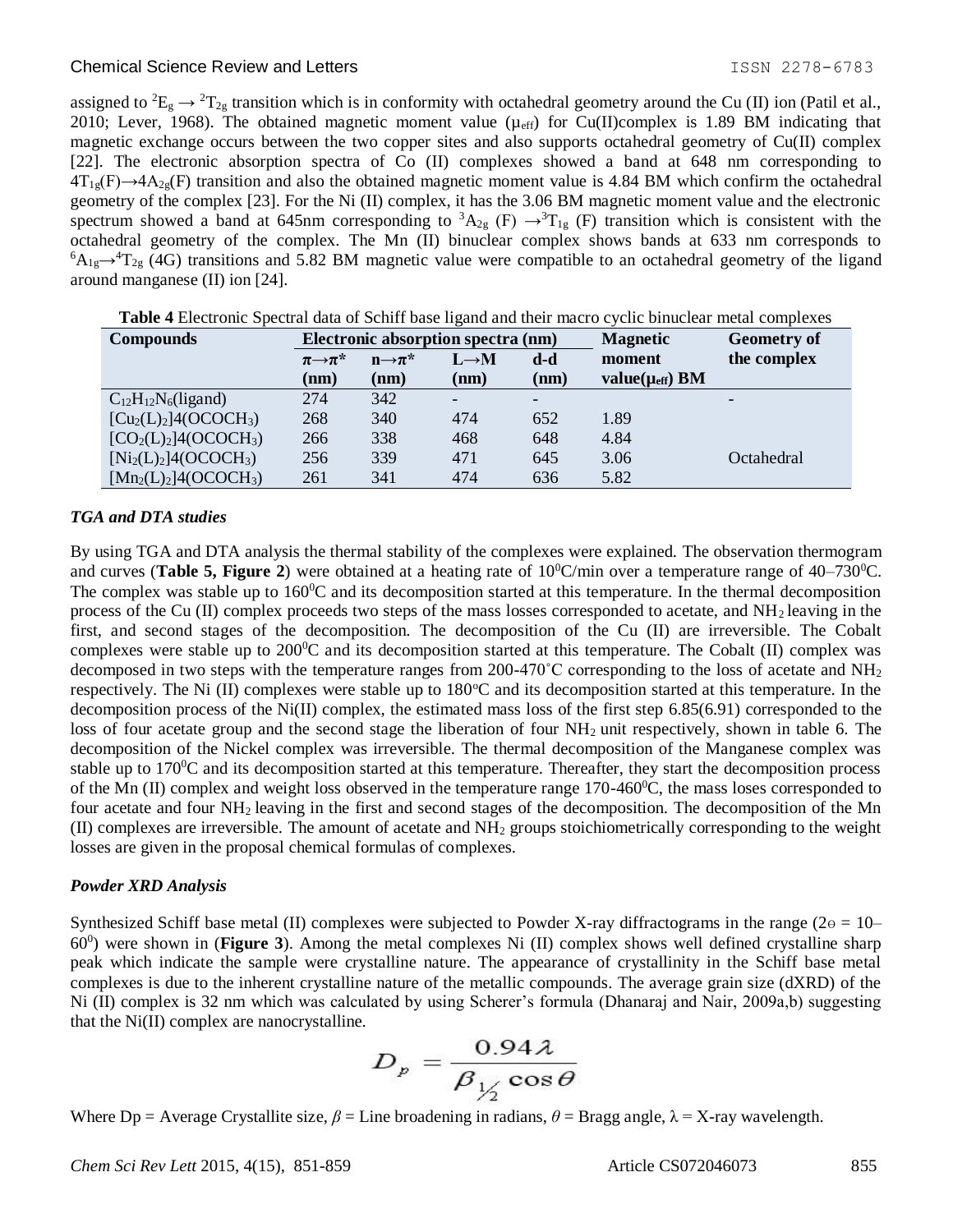assigned to $^2E_g \rightarrow ^2T_{2g}$ transition which is in conformity with octahedral geometry around the Cu (II) ion (Patil et al., 2010; Lever, 1968). The obtained magnetic moment value ($\mu_{eff}$) for Cu(II)complex is 1.89 BM indicating that magnetic exchange occurs between the two copper sites and also supports octahedral geometry of Cu(II) complex [22]. The electronic absorption spectra of Co (II) complexes showed a band at 648 nm corresponding to $4T_{1g}(F) \rightarrow 4A_{2g}(F)$ transition and also the obtained magnetic moment value is 4.84 BM which confirm the octahedral geometry of the complex [23]. For the Ni (II) complex, it has the 3.06 BM magnetic moment value and the electronic spectrum showed a band at 645nm corresponding to $^3A_{2g}$ (F) $\rightarrow ^3T_{1g}$ (F) transition which is consistent with the octahedral geometry of the complex. The Mn (II) binuclear complex shows bands at 633 nm corresponds to $^6A_{1g} \rightarrow ^4T_{2g}$ (4G) transitions and 5.82 BM magnetic value were compatible to an octahedral geometry of the ligand around manganese (II) ion [24].

**Table 4** Electronic Spectral data of Schiff base ligand and their macro cyclic binuclear metal complexes

| Compounds | Electronic absorption spectra (nm) | | | | Magnetic moment value($\mu_{eff}$) BM | Geometry of the complex |
|---|---|---|---|---|---|---|
| | $\pi \rightarrow \pi^*$ (nm) | $n \rightarrow \pi^*$ (nm) | $L \rightarrow M$ (nm) | d-d (nm) | | |
| $C_{12}H_{12}N_6$(ligand) | 274 | 342 | - | - | | - |
| $[Cu_2(L)_2]4(OCOCH_3)$ | 268 | 340 | 474 | 652 | 1.89 | |
| $[CO_2(L)_2]4(OCOCH_3)$ | 266 | 338 | 468 | 648 | 4.84 | |
| $[Ni_2(L)_2]4(OCOCH_3)$ | 256 | 339 | 471 | 645 | 3.06 | Octahedral |
| $[Mn_2(L)_2]4(OCOCH_3)$ | 261 | 341 | 474 | 636 | 5.82 | |

### *TGA and DTA studies*

By using TGA and DTA analysis the thermal stability of the complexes were explained. The observation thermogram and curves (**Table 5, Figure 2**) were obtained at a heating rate of $10^0$C/min over a temperature range of 40–730$^0$C. The complex was stable up to 160$^0$C and its decomposition started at this temperature. In the thermal decomposition process of the Cu (II) complex proceeds two steps of the mass losses corresponded to acetate, and $NH_2$ leaving in the first, and second stages of the decomposition. The decomposition of the Cu (II) are irreversible. The Cobalt complexes were stable up to 200$^0$C and its decomposition started at this temperature. The Cobalt (II) complex was decomposed in two steps with the temperature ranges from 200-470˚C corresponding to the loss of acetate and $NH_2$ respectively. The Ni (II) complexes were stable up to 180$^o$C and its decomposition started at this temperature. In the decomposition process of the Ni(II) complex, the estimated mass loss of the first step 6.85(6.91) corresponded to the loss of four acetate group and the second stage the liberation of four $NH_2$ unit respectively, shown in table 6. The decomposition of the Nickel complex was irreversible. The thermal decomposition of the Manganese complex was stable up to 170$^0$C and its decomposition started at this temperature. Thereafter, they start the decomposition process of the Mn (II) complex and weight loss observed in the temperature range 170-460$^0$C, the mass loses corresponded to four acetate and four $NH_2$ leaving in the first and second stages of the decomposition. The decomposition of the Mn (II) complexes are irreversible. The amount of acetate and $NH_2$ groups stoichiometrically corresponding to the weight losses are given in the proposal chemical formulas of complexes.

### *Powder XRD Analysis*

Synthesized Schiff base metal (II) complexes were subjected to Powder X-ray diffractograms in the range ($2\theta$ = 10–60$^0$) were shown in (**Figure 3**). Among the metal complexes Ni (II) complex shows well defined crystalline sharp peak which indicate the sample were crystalline nature. The appearance of crystallinity in the Schiff base metal complexes is due to the inherent crystalline nature of the metallic compounds. The average grain size (dXRD) of the Ni (II) complex is 32 nm which was calculated by using Scherer's formula (Dhanaraj and Nair, 2009a,b) suggesting that the Ni(II) complex are nanocrystalline.

$$D_p = \frac{0.94\lambda}{\beta_{1/2} \cos\theta}$$

Where Dp = Average Crystallite size, $\beta$ = Line broadening in radians, $\theta$ = Bragg angle, $\lambda$ = X-ray wavelength.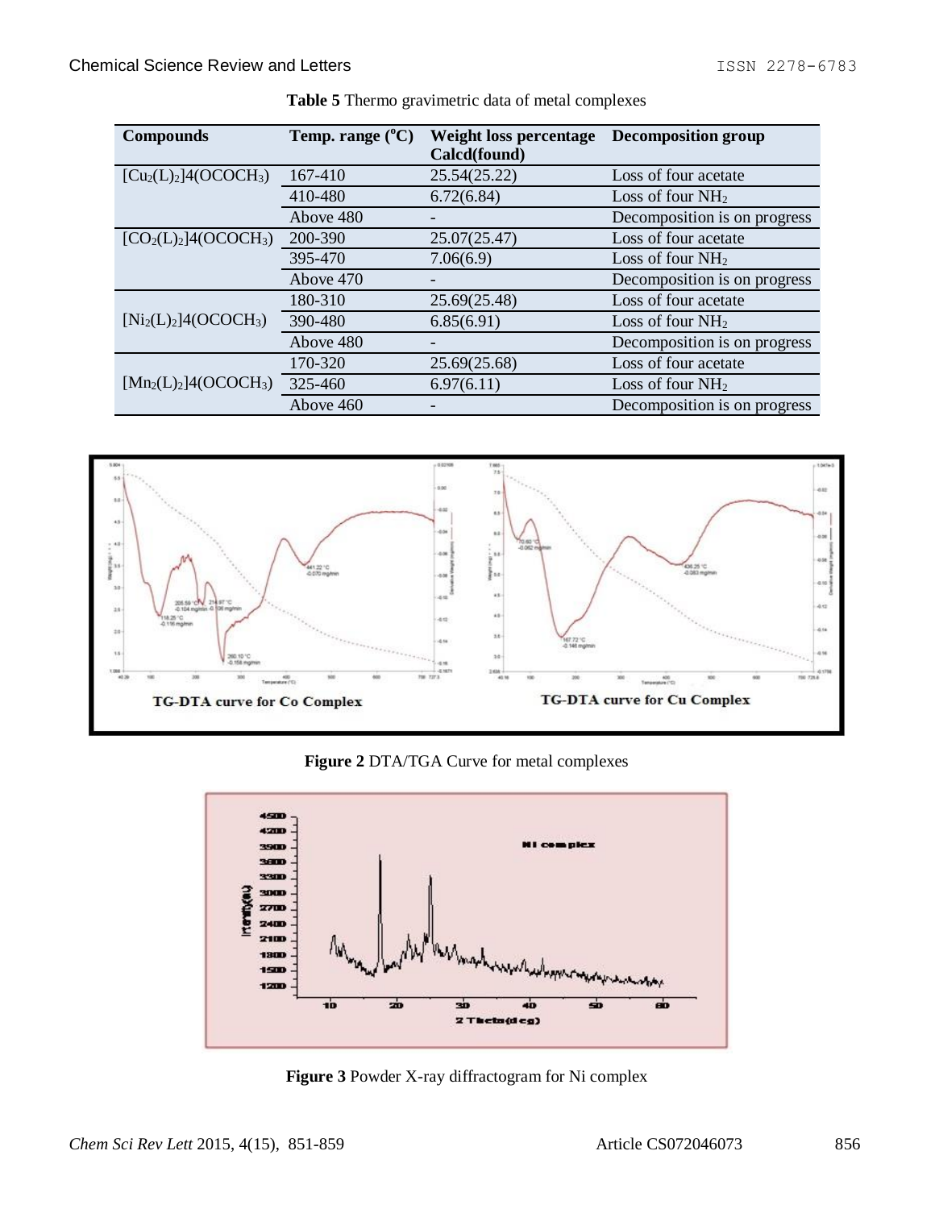**Table 5** Thermo gravimetric data of metal complexes

| Compounds | Temp. range (°C) | Weight loss percentage Calcd(found) | Decomposition group |
|---|---|---|---|
| $[Cu_2(L)_2]4(OCOCH_3)$ | 167-410 | 25.54(25.22) | Loss of four acetate |
| | 410-480 | 6.72(6.84) | Loss of four $NH_2$ |
| | Above 480 | - | Decomposition is on progress |
| $[CO_2(L)_2]4(OCOCH_3)$ | 200-390 | 25.07(25.47) | Loss of four acetate |
| | 395-470 | 7.06(6.9) | Loss of four $NH_2$ |
| | Above 470 | - | Decomposition is on progress |
| $[Ni_2(L)_2]4(OCOCH_3)$ | 180-310 | 25.69(25.48) | Loss of four acetate |
| | 390-480 | 6.85(6.91) | Loss of four $NH_2$ |
| | Above 480 | - | Decomposition is on progress |
| $[Mn_2(L)_2]4(OCOCH_3)$ | 170-320 | 25.69(25.68) | Loss of four acetate |
| | 325-460 | 6.97(6.11) | Loss of four $NH_2$ |
| | Above 460 | - | Decomposition is on progress |

TG-DTA curve for Co Complex

TG-DTA curve for Cu Complex

**Figure 2** DTA/TGA Curve for metal complexes

**Figure 3** Powder X-ray diffractogram for Ni complex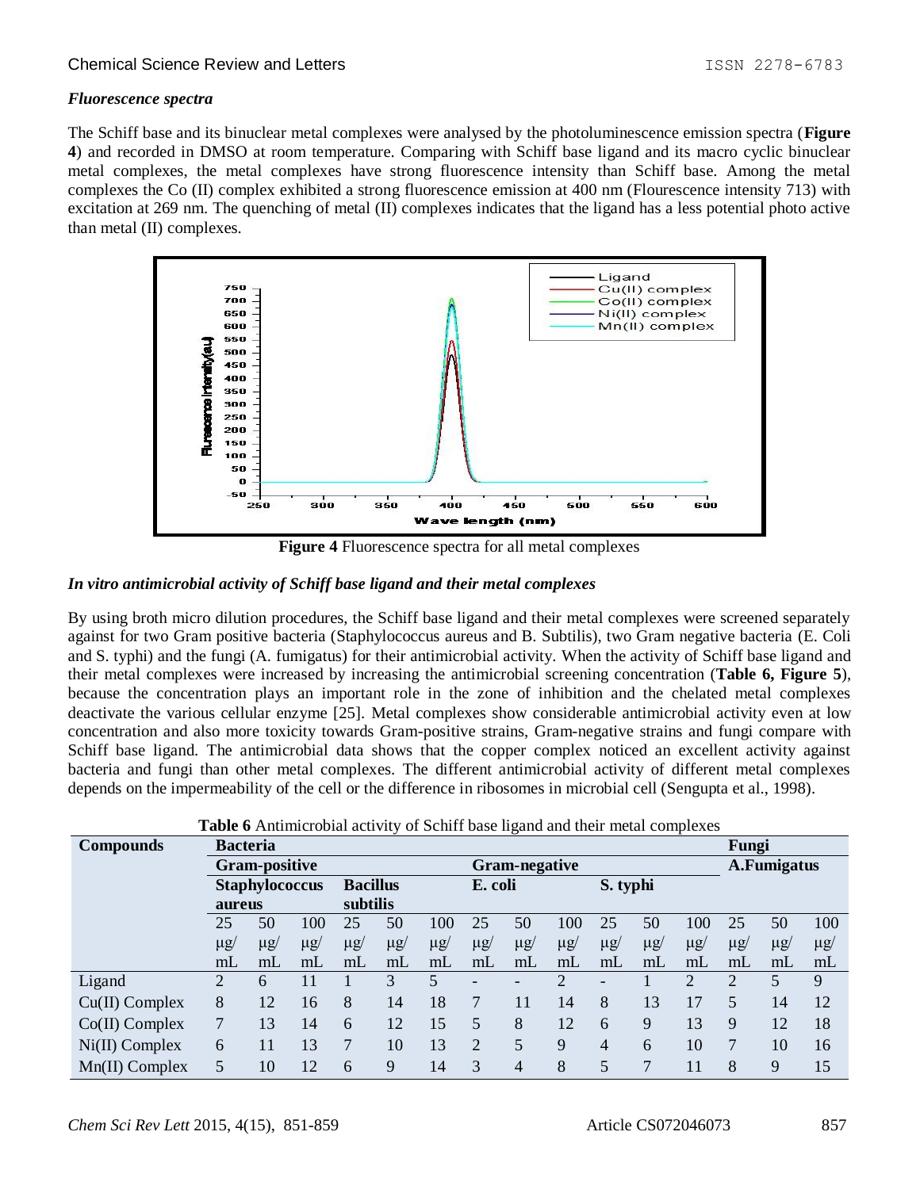### *Fluorescence spectra*

The Schiff base and its binuclear metal complexes were analysed by the photoluminescence emission spectra (**Figure 4**) and recorded in DMSO at room temperature. Comparing with Schiff base ligand and its macro cyclic binuclear metal complexes, the metal complexes have strong fluorescence intensity than Schiff base. Among the metal complexes the Co (II) complex exhibited a strong fluorescence emission at 400 nm (Flourescence intensity 713) with excitation at 269 nm. The quenching of metal (II) complexes indicates that the ligand has a less potential photo active than metal (II) complexes.

**Figure 4** Fluorescence spectra for all metal complexes

### *In vitro antimicrobial activity of Schiff base ligand and their metal complexes*

By using broth micro dilution procedures, the Schiff base ligand and their metal complexes were screened separately against for two Gram positive bacteria (Staphylococcus aureus and B. Subtilis), two Gram negative bacteria (E. Coli and S. typhi) and the fungi (A. fumigatus) for their antimicrobial activity. When the activity of Schiff base ligand and their metal complexes were increased by increasing the antimicrobial screening concentration (**Table 6, Figure 5**), because the concentration plays an important role in the zone of inhibition and the chelated metal complexes deactivate the various cellular enzyme [25]. Metal complexes show considerable antimicrobial activity even at low concentration and also more toxicity towards Gram-positive strains, Gram-negative strains and fungi compare with Schiff base ligand. The antimicrobial data shows that the copper complex noticed an excellent activity against bacteria and fungi than other metal complexes. The different antimicrobial activity of different metal complexes depends on the impermeability of the cell or the difference in ribosomes in microbial cell (Sengupta et al., 1998).

**Table 6** Antimicrobial activity of Schiff base ligand and their metal complexes

| Compounds | Bacteria | | | | | | | | | | | | Fungi | | |
|---|---|---|---|---|---|---|---|---|---|---|---|---|---|---|---|
| | Gram-positive | | | | | | Gram-negative | | | | | | A.Fumigatus | | |
| | Staphylococcus aureus | | | Bacillus subtilis | | | E. coli | | | S. typhi | | | | | |
| | 25 μg/mL | 50 μg/mL | 100 μg/mL | 25 μg/mL | 50 μg/mL | 100 μg/mL | 25 μg/mL | 50 μg/mL | 100 μg/mL | 25 μg/mL | 50 μg/mL | 100 μg/mL | 25 μg/mL | 50 μg/mL | 100 μg/mL |
| Ligand | 2 | 6 | 11 | 1 | 3 | 5 | - | - | 2 | - | 1 | 2 | 2 | 5 | 9 |
| Cu(II) Complex | 8 | 12 | 16 | 8 | 14 | 18 | 7 | 11 | 14 | 8 | 13 | 17 | 5 | 14 | 12 |
| Co(II) Complex | 7 | 13 | 14 | 6 | 12 | 15 | 5 | 8 | 12 | 6 | 9 | 13 | 9 | 12 | 18 |
| Ni(II) Complex | 6 | 11 | 13 | 7 | 10 | 13 | 2 | 5 | 9 | 4 | 6 | 10 | 7 | 10 | 16 |
| Mn(II) Complex | 5 | 10 | 12 | 6 | 9 | 14 | 3 | 4 | 8 | 5 | 7 | 11 | 8 | 9 | 15 |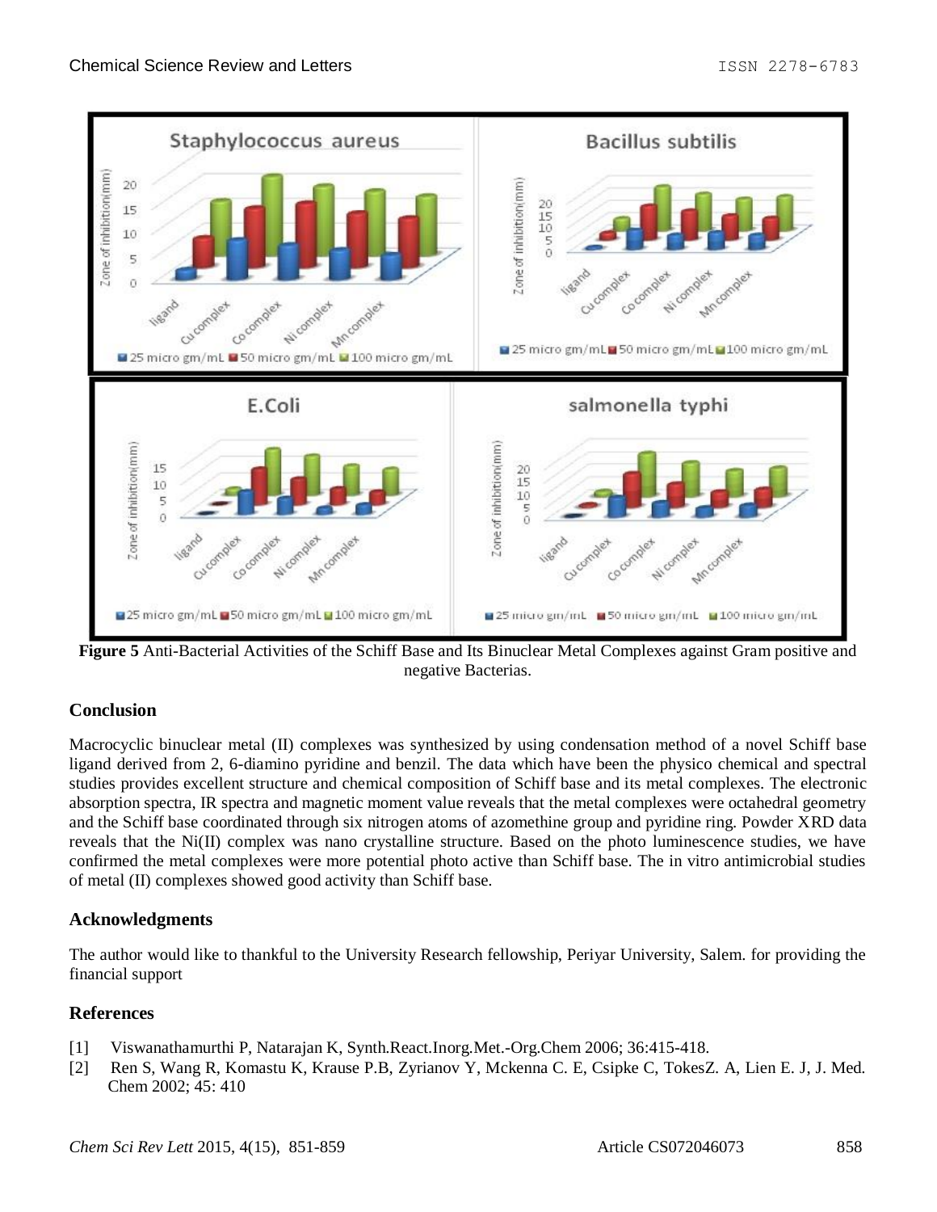**Figure 5** Anti-Bacterial Activities of the Schiff Base and Its Binuclear Metal Complexes against Gram positive and negative Bacterias.

## Conclusion

Macrocyclic binuclear metal (II) complexes was synthesized by using condensation method of a novel Schiff base ligand derived from 2, 6-diamino pyridine and benzil. The data which have been the physico chemical and spectral studies provides excellent structure and chemical composition of Schiff base and its metal complexes. The electronic absorption spectra, IR spectra and magnetic moment value reveals that the metal complexes were octahedral geometry and the Schiff base coordinated through six nitrogen atoms of azomethine group and pyridine ring. Powder XRD data reveals that the Ni(II) complex was nano crystalline structure. Based on the photo luminescence studies, we have confirmed the metal complexes were more potential photo active than Schiff base. The in vitro antimicrobial studies of metal (II) complexes showed good activity than Schiff base.

## Acknowledgments

The author would like to thankful to the University Research fellowship, Periyar University, Salem. for providing the financial support

## References

[1] Viswanathamurthi P, Natarajan K, Synth.React.Inorg.Met.-Org.Chem 2006; 36:415-418.

[2] Ren S, Wang R, Komastu K, Krause P.B, Zyrianov Y, Mckenna C. E, Csipke C, TokesZ. A, Lien E. J, J. Med. Chem 2002; 45: 410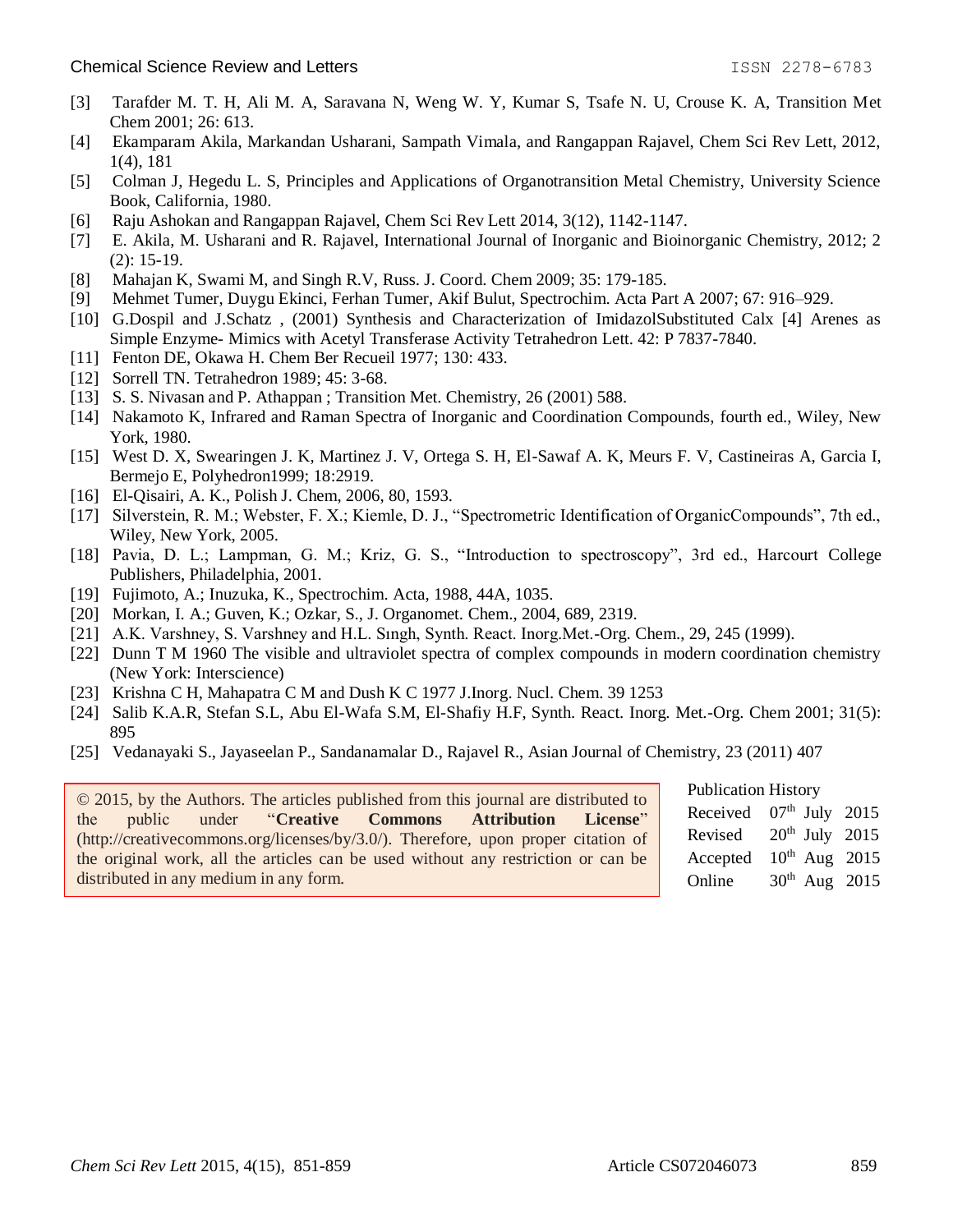[3] Tarafder M. T. H, Ali M. A, Saravana N, Weng W. Y, Kumar S, Tsafe N. U, Crouse K. A, Transition Met Chem 2001; 26: 613.

[4] Ekamparam Akila, Markandan Usharani, Sampath Vimala, and Rangappan Rajavel, Chem Sci Rev Lett, 2012, 1(4), 181

[5] Colman J, Hegedu L. S, Principles and Applications of Organotransition Metal Chemistry, University Science Book, California, 1980.

[6] Raju Ashokan and Rangappan Rajavel, Chem Sci Rev Lett 2014, 3(12), 1142-1147.

[7] E. Akila, M. Usharani and R. Rajavel, International Journal of Inorganic and Bioinorganic Chemistry, 2012; 2 (2): 15-19.

[8] Mahajan K, Swami M, and Singh R.V, Russ. J. Coord. Chem 2009; 35: 179-185.

[9] Mehmet Tumer, Duygu Ekinci, Ferhan Tumer, Akif Bulut, Spectrochim. Acta Part A 2007; 67: 916–929.

[10] G.Dospil and J.Schatz , (2001) Synthesis and Characterization of ImidazolSubstituted Calx [4] Arenes as Simple Enzyme- Mimics with Acetyl Transferase Activity Tetrahedron Lett. 42: P 7837-7840.

[11] Fenton DE, Okawa H. Chem Ber Recueil 1977; 130: 433.

[12] Sorrell TN. Tetrahedron 1989; 45: 3-68.

[13] S. S. Nivasan and P. Athappan ; Transition Met. Chemistry, 26 (2001) 588.

[14] Nakamoto K, Infrared and Raman Spectra of Inorganic and Coordination Compounds, fourth ed., Wiley, New York, 1980.

[15] West D. X, Swearingen J. K, Martinez J. V, Ortega S. H, El-Sawaf A. K, Meurs F. V, Castineiras A, Garcia I, Bermejo E, Polyhedron1999; 18:2919.

[16] El-Qisairi, A. K., Polish J. Chem, 2006, 80, 1593.

[17] Silverstein, R. M.; Webster, F. X.; Kiemle, D. J., "Spectrometric Identification of OrganicCompounds", 7th ed., Wiley, New York, 2005.

[18] Pavia, D. L.; Lampman, G. M.; Kriz, G. S., "Introduction to spectroscopy", 3rd ed., Harcourt College Publishers, Philadelphia, 2001.

[19] Fujimoto, A.; Inuzuka, K., Spectrochim. Acta, 1988, 44A, 1035.

[20] Morkan, I. A.; Guven, K.; Ozkar, S., J. Organomet. Chem., 2004, 689, 2319.

[21] A.K. Varshney, S. Varshney and H.L. Sıngh, Synth. React. Inorg.Met.-Org. Chem., 29, 245 (1999).

[22] Dunn T M 1960 The visible and ultraviolet spectra of complex compounds in modern coordination chemistry (New York: Interscience)

[23] Krishna C H, Mahapatra C M and Dush K C 1977 J.Inorg. Nucl. Chem. 39 1253

[24] Salib K.A.R, Stefan S.L, Abu El-Wafa S.M, El-Shafiy H.F, Synth. React. Inorg. Met.-Org. Chem 2001; 31(5): 895

[25] Vedanayaki S., Jayaseelan P., Sandanamalar D., Rajavel R., Asian Journal of Chemistry, 23 (2011) 407

© 2015, by the Authors. The articles published from this journal are distributed to the public under "**Creative Commons Attribution License**" (http://creativecommons.org/licenses/by/3.0/). Therefore, upon proper citation of the original work, all the articles can be used without any restriction or can be distributed in any medium in any form.

Publication History

| | |
|---|---|
| Received | 07th July 2015 |
| Revised | 20th July 2015 |
| Accepted | 10th Aug 2015 |
| Online | 30th Aug 2015 |